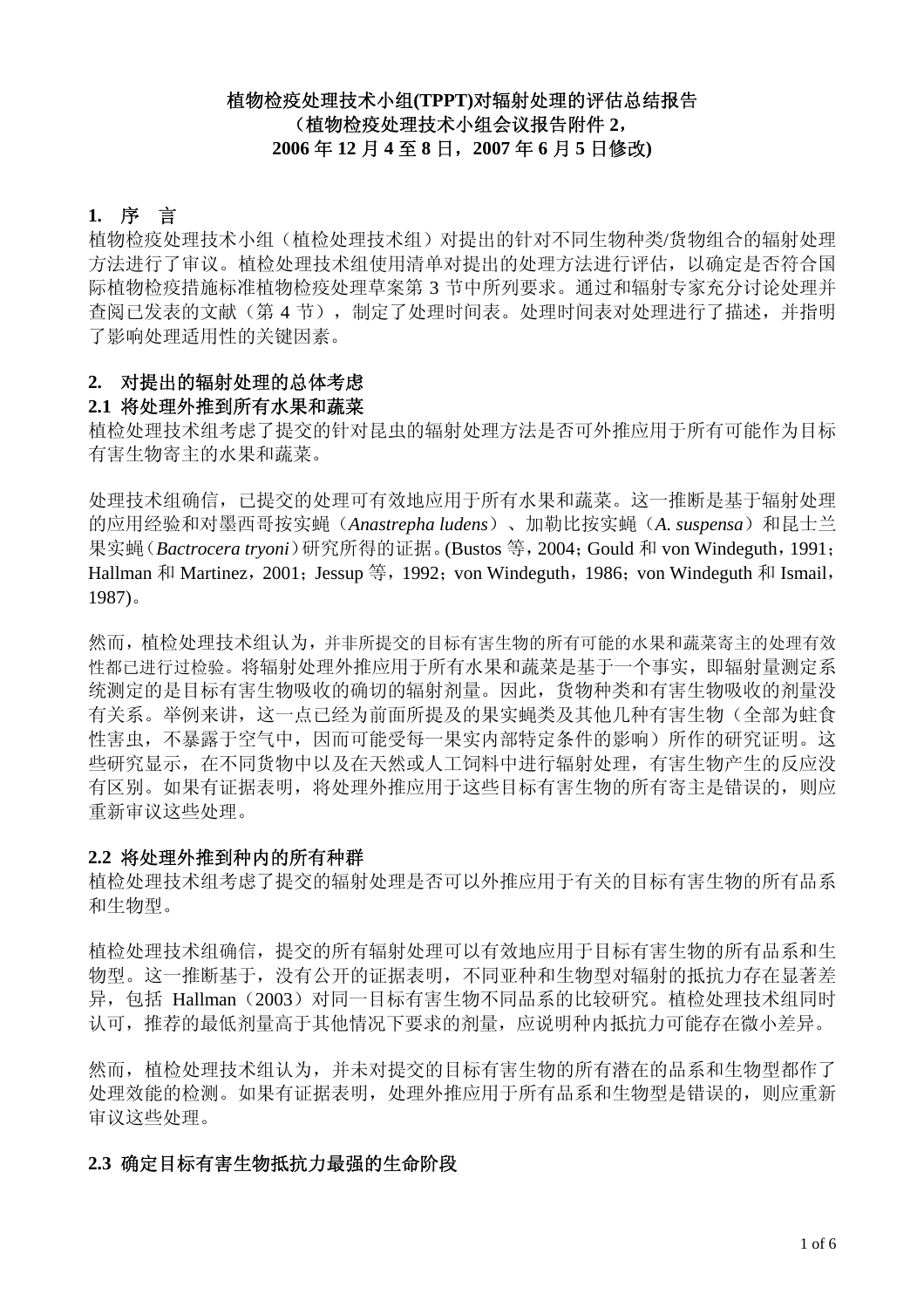**植物检疫处理技术小组(TPPT)对辐射处理的评估总结报告**
**（植物检疫处理技术小组会议报告附件 2，**
**2006 年 12 月 4 至 8 日，2007 年 6 月 5 日修改)**

## 1. 序　言

植物检疫处理技术小组（植检处理技术组）对提出的针对不同生物种类/货物组合的辐射处理方法进行了审议。植检处理技术组使用清单对提出的处理方法进行评估，以确定是否符合国际植物检疫措施标准植物检疫处理草案第 3 节中所列要求。通过和辐射专家充分讨论处理并查阅已发表的文献（第 4 节），制定了处理时间表。处理时间表对处理进行了描述，并指明了影响处理适用性的关键因素。

## 2. 对提出的辐射处理的总体考虑

### 2.1 将处理外推到所有水果和蔬菜

植检处理技术组考虑了提交的针对昆虫的辐射处理方法是否可外推应用于所有可能作为目标有害生物寄主的水果和蔬菜。

处理技术组确信，已提交的处理可有效地应用于所有水果和蔬菜。这一推断是基于辐射处理的应用经验和对墨西哥按实蝇（*Anastrepha ludens*）、加勒比按实蝇（*A. suspensa*）和昆士兰果实蝇（*Bactrocera tryoni*）研究所得的证据。(Bustos 等，2004；Gould 和 von Windeguth，1991；Hallman 和 Martinez，2001；Jessup 等，1992；von Windeguth，1986；von Windeguth 和 Ismail，1987)。

然而，植检处理技术组认为，并非所提交的目标有害生物的所有可能的水果和蔬菜寄主的处理有效性都已进行过检验。将辐射处理外推应用于所有水果和蔬菜是基于一个事实，即辐射量测定系统测定的是目标有害生物吸收的确切的辐射剂量。因此，货物种类和有害生物吸收的剂量没有关系。举例来讲，这一点已经为前面所提及的果实蝇类及其他几种有害生物（全部为蛀食性害虫，不暴露于空气中，因而可能受每一果实内部特定条件的影响）所作的研究证明。这些研究显示，在不同货物中以及在天然或人工饲料中进行辐射处理，有害生物产生的反应没有区别。如果有证据表明，将处理外推应用于这些目标有害生物的所有寄主是错误的，则应重新审议这些处理。

### 2.2 将处理外推到种内的所有种群

植检处理技术组考虑了提交的辐射处理是否可以外推应用于有关的目标有害生物的所有品系和生物型。

植检处理技术组确信，提交的所有辐射处理可以有效地应用于目标有害生物的所有品系和生物型。这一推断基于，没有公开的证据表明，不同亚种和生物型对辐射的抵抗力存在显著差异，包括 Hallman（2003）对同一目标有害生物不同品系的比较研究。植检处理技术组同时认可，推荐的最低剂量高于其他情况下要求的剂量，应说明种内抵抗力可能存在微小差异。

然而，植检处理技术组认为，并未对提交的目标有害生物的所有潜在的品系和生物型都作了处理效能的检测。如果有证据表明，处理外推应用于所有品系和生物型是错误的，则应重新审议这些处理。

### 2.3 确定目标有害生物抵抗力最强的生命阶段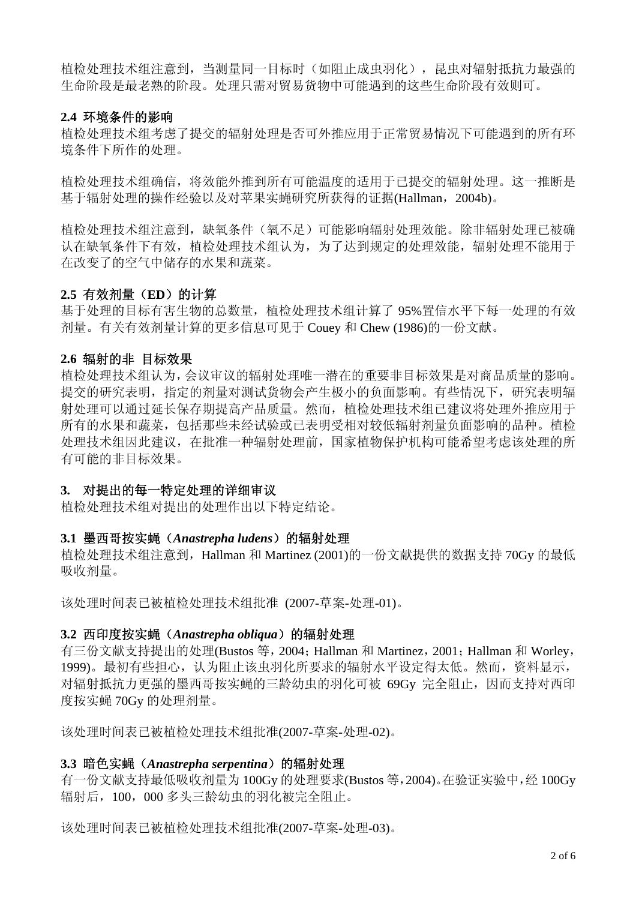植检处理技术组注意到，当测量同一目标时（如阻止成虫羽化），昆虫对辐射抵抗力最强的生命阶段是最老熟的阶段。处理只需对贸易货物中可能遇到的这些生命阶段有效则可。

**2.4 环境条件的影响**

植检处理技术组考虑了提交的辐射处理是否可外推应用于正常贸易情况下可能遇到的所有环境条件下所作的处理。

植检处理技术组确信，将效能外推到所有可能温度的适用于已提交的辐射处理。这一推断是基于辐射处理的操作经验以及对苹果实蝇研究所获得的证据(Hallman，2004b)。

植检处理技术组注意到，缺氧条件（氧不足）可能影响辐射处理效能。除非辐射处理已被确认在缺氧条件下有效，植检处理技术组认为，为了达到规定的处理效能，辐射处理不能用于在改变了的空气中储存的水果和蔬菜。

**2.5 有效剂量（ED）的计算**

基于处理的目标有害生物的总数量，植检处理技术组计算了 95%置信水平下每一处理的有效剂量。有关有效剂量计算的更多信息可见于 Couey 和 Chew (1986)的一份文献。

**2.6 辐射的非 目标效果**

植检处理技术组认为，会议审议的辐射处理唯一潜在的重要非目标效果是对商品质量的影响。提交的研究表明，指定的剂量对测试货物会产生极小的负面影响。有些情况下，研究表明辐射处理可以通过延长保存期提高产品质量。然而，植检处理技术组已建议将处理外推应用于所有的水果和蔬菜，包括那些未经试验或已表明受相对较低辐射剂量负面影响的品种。植检处理技术组因此建议，在批准一种辐射处理前，国家植物保护机构可能希望考虑该处理的所有可能的非目标效果。

**3. 对提出的每一特定处理的详细审议**

植检处理技术组对提出的处理作出以下特定结论。

**3.1 墨西哥按实蝇（*Anastrepha ludens*）的辐射处理**

植检处理技术组注意到，Hallman 和 Martinez (2001)的一份文献提供的数据支持 70Gy 的最低吸收剂量。

该处理时间表已被植检处理技术组批准 (2007-草案-处理-01)。

**3.2 西印度按实蝇（*Anastrepha obliqua*）的辐射处理**

有三份文献支持提出的处理(Bustos 等，2004；Hallman 和 Martinez，2001；Hallman 和 Worley，1999)。最初有些担心，认为阻止该虫羽化所要求的辐射水平设定得太低。然而，资料显示，对辐射抵抗力更强的墨西哥按实蝇的三龄幼虫的羽化可被 69Gy 完全阻止，因而支持对西印度按实蝇 70Gy 的处理剂量。

该处理时间表已被植检处理技术组批准(2007-草案-处理-02)。

**3.3 暗色实蝇（*Anastrepha serpentina*）的辐射处理**

有一份文献支持最低吸收剂量为 100Gy 的处理要求(Bustos 等，2004)。在验证实验中，经 100Gy 辐射后，100，000 多头三龄幼虫的羽化被完全阻止。

该处理时间表已被植检处理技术组批准(2007-草案-处理-03)。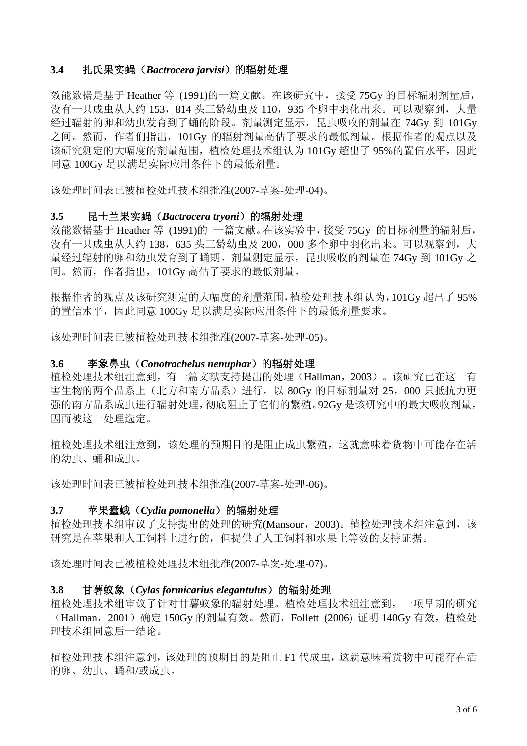### 3.4 扎氏果实蝇（*Bactrocera jarvisi*）的辐射处理

效能数据是基于 Heather 等 (1991)的一篇文献。在该研究中，接受 75Gy 的目标辐射剂量后，没有一只成虫从大约 153，814 头三龄幼虫及 110，935 个卵中羽化出来。可以观察到，大量经过辐射的卵和幼虫发育到了蛹的阶段。剂量测定显示，昆虫吸收的剂量在 74Gy 到 101Gy 之间。然而，作者们指出，101Gy 的辐射剂量高估了要求的最低剂量。根据作者的观点以及该研究测定的大幅度的剂量范围，植检处理技术组认为 101Gy 超出了 95%的置信水平，因此同意 100Gy 足以满足实际应用条件下的最低剂量。

该处理时间表已被植检处理技术组批准(2007-草案-处理-04)。

### 3.5 昆士兰果实蝇（*Bactrocera tryoni*）的辐射处理

效能数据基于 Heather 等 (1991)的 一篇文献。在该实验中，接受 75Gy 的目标剂量的辐射后，没有一只成虫从大约 138，635 头三龄幼虫及 200，000 多个卵中羽化出来。可以观察到，大量经过辐射的卵和幼虫发育到了蛹期。剂量测定显示，昆虫吸收的剂量在 74Gy 到 101Gy 之间。然而，作者指出，101Gy 高估了要求的最低剂量。

根据作者的观点及该研究测定的大幅度的剂量范围，植检处理技术组认为，101Gy 超出了 95%的置信水平，因此同意 100Gy 足以满足实际应用条件下的最低剂量要求。

该处理时间表已被植检处理技术组批准(2007-草案-处理-05)。

### 3.6 李象鼻虫（*Conotrachelus nenuphar*）的辐射处理

植检处理技术组注意到，有一篇文献支持提出的处理（Hallman，2003）。该研究已在这一有害生物的两个品系上（北方和南方品系）进行。以 80Gy 的目标剂量对 25，000 只抵抗力更强的南方品系成虫进行辐射处理，彻底阻止了它们的繁殖。92Gy 是该研究中的最大吸收剂量，因而被这一处理选定。

植检处理技术组注意到，该处理的预期目的是阻止成虫繁殖，这就意味着货物中可能存在活的幼虫、蛹和成虫。

该处理时间表已被植检处理技术组批准(2007-草案-处理-06)。

### 3.7 苹果蠹蛾（*Cydia pomonella*）的辐射处理

植检处理技术组审议了支持提出的处理的研究(Mansour，2003)。植检处理技术组注意到，该研究是在苹果和人工饲料上进行的，但提供了人工饲料和水果上等效的支持证据。

该处理时间表已被植检处理技术组批准(2007-草案-处理-07)。

### 3.8 甘薯蚁象（*Cylas formicarius elegantulus*）的辐射处理

植检处理技术组审议了针对甘薯蚁象的辐射处理。植检处理技术组注意到，一项早期的研究（Hallman，2001）确定 150Gy 的剂量有效。然而，Follett (2006) 证明 140Gy 有效，植检处理技术组同意后一结论。

植检处理技术组注意到，该处理的预期目的是阻止 F1 代成虫，这就意味着货物中可能存在活的卵、幼虫、蛹和/或成虫。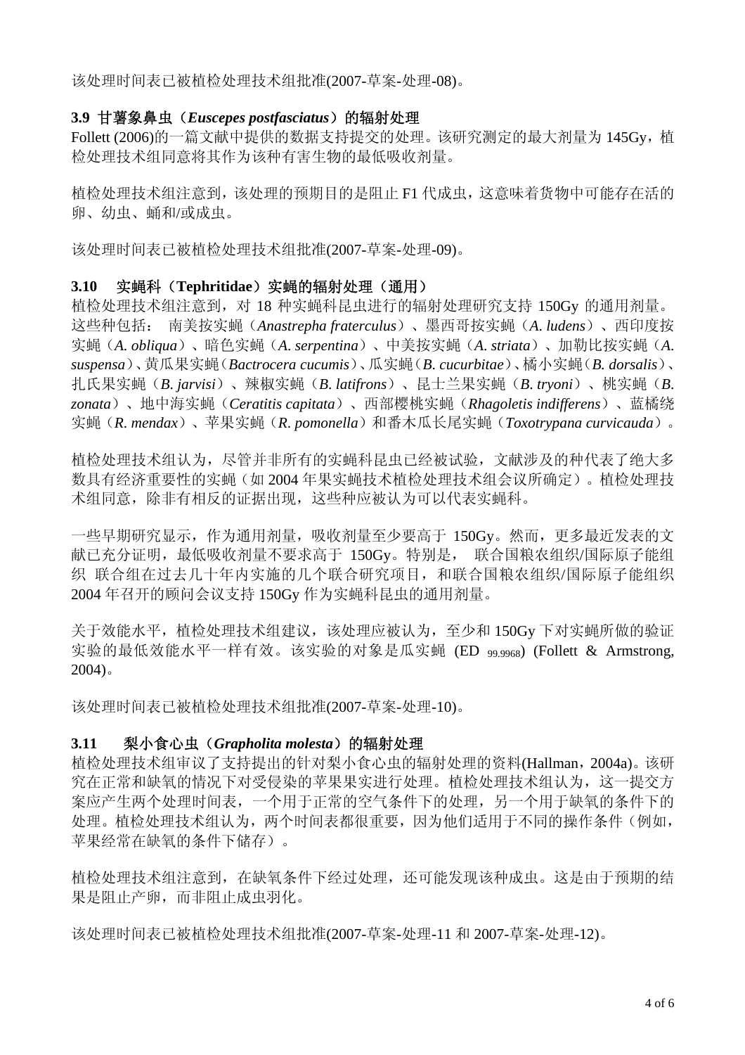该处理时间表已被植检处理技术组批准(2007-草案-处理-08)。

### 3.9 甘薯象鼻虫（*Euscepes postfasciatus*）的辐射处理

Follett (2006)的一篇文献中提供的数据支持提交的处理。该研究测定的最大剂量为 145Gy，植检处理技术组同意将其作为该种有害生物的最低吸收剂量。

植检处理技术组注意到，该处理的预期目的是阻止 F1 代成虫，这意味着货物中可能存在活的卵、幼虫、蛹和/或成虫。

该处理时间表已被植检处理技术组批准(2007-草案-处理-09)。

### 3.10 实蝇科（Tephritidae）实蝇的辐射处理（通用）

植检处理技术组注意到，对 18 种实蝇科昆虫进行的辐射处理研究支持 150Gy 的通用剂量。这些种包括： 南美按实蝇（*Anastrepha fraterculus*）、墨西哥按实蝇（*A. ludens*）、西印度按实蝇（*A. obliqua*）、暗色实蝇（*A. serpentina*）、中美按实蝇（*A. striata*）、加勒比按实蝇（*A. suspensa*）、黄瓜果实蝇（*Bactrocera cucumis*）、瓜实蝇（*B. cucurbitae*）、橘小实蝇（*B. dorsalis*）、扎氏果实蝇（*B. jarvisi*）、辣椒实蝇（*B. latifrons*）、昆士兰果实蝇（*B. tryoni*）、桃实蝇（*B. zonata*）、地中海实蝇（*Ceratitis capitata*）、西部樱桃实蝇（*Rhagoletis indifferens*）、蓝橘绕实蝇（*R. mendax*）、苹果实蝇（*R. pomonella*）和番木瓜长尾实蝇（*Toxotrypana curvicauda*）。

植检处理技术组认为，尽管并非所有的实蝇科昆虫已经被试验，文献涉及的种代表了绝大多数具有经济重要性的实蝇（如 2004 年果实蝇技术植检处理技术组会议所确定）。植检处理技术组同意，除非有相反的证据出现，这些种应被认为可以代表实蝇科。

一些早期研究显示，作为通用剂量，吸收剂量至少要高于 150Gy。然而，更多最近发表的文献已充分证明，最低吸收剂量不要求高于 150Gy。特别是， 联合国粮农组织/国际原子能组织 联合组在过去几十年内实施的几个联合研究项目，和联合国粮农组织/国际原子能组织 2004 年召开的顾问会议支持 150Gy 作为实蝇科昆虫的通用剂量。

关于效能水平，植检处理技术组建议，该处理应被认为，至少和 150Gy 下对实蝇所做的验证实验的最低效能水平一样有效。该实验的对象是瓜实蝇 ($ED_{99.9968}$) (Follett & Armstrong, 2004)。

该处理时间表已被植检处理技术组批准(2007-草案-处理-10)。

### 3.11 梨小食心虫（*Grapholita molesta*）的辐射处理

植检处理技术组审议了支持提出的针对梨小食心虫的辐射处理的资料(Hallman，2004a)。该研究在正常和缺氧的情况下对受侵染的苹果果实进行处理。植检处理技术组认为，这一提交方案应产生两个处理时间表，一个用于正常的空气条件下的处理，另一个用于缺氧的条件下的处理。植检处理技术组认为，两个时间表都很重要，因为他们适用于不同的操作条件（例如，苹果经常在缺氧的条件下储存）。

植检处理技术组注意到，在缺氧条件下经过处理，还可能发现该种成虫。这是由于预期的结果是阻止产卵，而非阻止成虫羽化。

该处理时间表已被植检处理技术组批准(2007-草案-处理-11 和 2007-草案-处理-12)。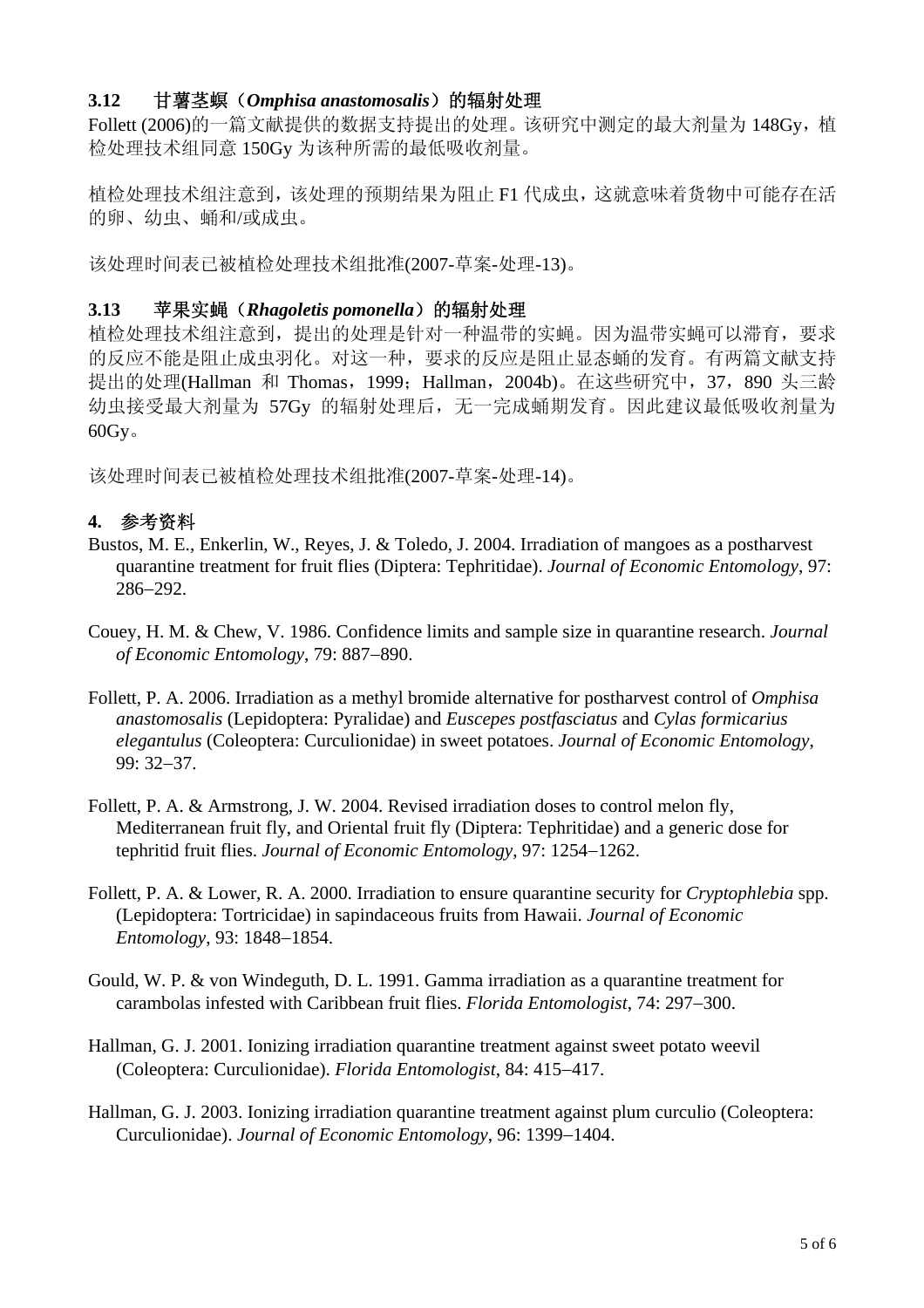### 3.12 甘薯茎螟（*Omphisa anastomosalis*）的辐射处理

Follett (2006)的一篇文献提供的数据支持提出的处理。该研究中测定的最大剂量为 148Gy，植检处理技术组同意 150Gy 为该种所需的最低吸收剂量。

植检处理技术组注意到，该处理的预期结果为阻止 F1 代成虫，这就意味着货物中可能存在活的卵、幼虫、蛹和/或成虫。

该处理时间表已被植检处理技术组批准(2007-草案-处理-13)。

### 3.13 苹果实蝇（*Rhagoletis pomonella*）的辐射处理

植检处理技术组注意到，提出的处理是针对一种温带的实蝇。因为温带实蝇可以滞育，要求的反应不能是阻止成虫羽化。对这一种，要求的反应是阻止显态蛹的发育。有两篇文献支持提出的处理(Hallman 和 Thomas，1999；Hallman，2004b)。在这些研究中，37，890 头三龄幼虫接受最大剂量为 57Gy 的辐射处理后，无一完成蛹期发育。因此建议最低吸收剂量为 60Gy。

该处理时间表已被植检处理技术组批准(2007-草案-处理-14)。

## 4. 参考资料

Bustos, M. E., Enkerlin, W., Reyes, J. & Toledo, J. 2004. Irradiation of mangoes as a postharvest quarantine treatment for fruit flies (Diptera: Tephritidae). *Journal of Economic Entomology*, 97: 286–292.

Couey, H. M. & Chew, V. 1986. Confidence limits and sample size in quarantine research. *Journal of Economic Entomology*, 79: 887–890.

Follett, P. A. 2006. Irradiation as a methyl bromide alternative for postharvest control of *Omphisa anastomosalis* (Lepidoptera: Pyralidae) and *Euscepes postfasciatus* and *Cylas formicarius elegantulus* (Coleoptera: Curculionidae) in sweet potatoes. *Journal of Economic Entomology*, 99: 32–37.

Follett, P. A. & Armstrong, J. W. 2004. Revised irradiation doses to control melon fly, Mediterranean fruit fly, and Oriental fruit fly (Diptera: Tephritidae) and a generic dose for tephritid fruit flies. *Journal of Economic Entomology*, 97: 1254–1262.

Follett, P. A. & Lower, R. A. 2000. Irradiation to ensure quarantine security for *Cryptophlebia* spp. (Lepidoptera: Tortricidae) in sapindaceous fruits from Hawaii. *Journal of Economic Entomology*, 93: 1848–1854.

Gould, W. P. & von Windeguth, D. L. 1991. Gamma irradiation as a quarantine treatment for carambolas infested with Caribbean fruit flies. *Florida Entomologist*, 74: 297–300.

Hallman, G. J. 2001. Ionizing irradiation quarantine treatment against sweet potato weevil (Coleoptera: Curculionidae). *Florida Entomologist*, 84: 415–417.

Hallman, G. J. 2003. Ionizing irradiation quarantine treatment against plum curculio (Coleoptera: Curculionidae). *Journal of Economic Entomology*, 96: 1399–1404.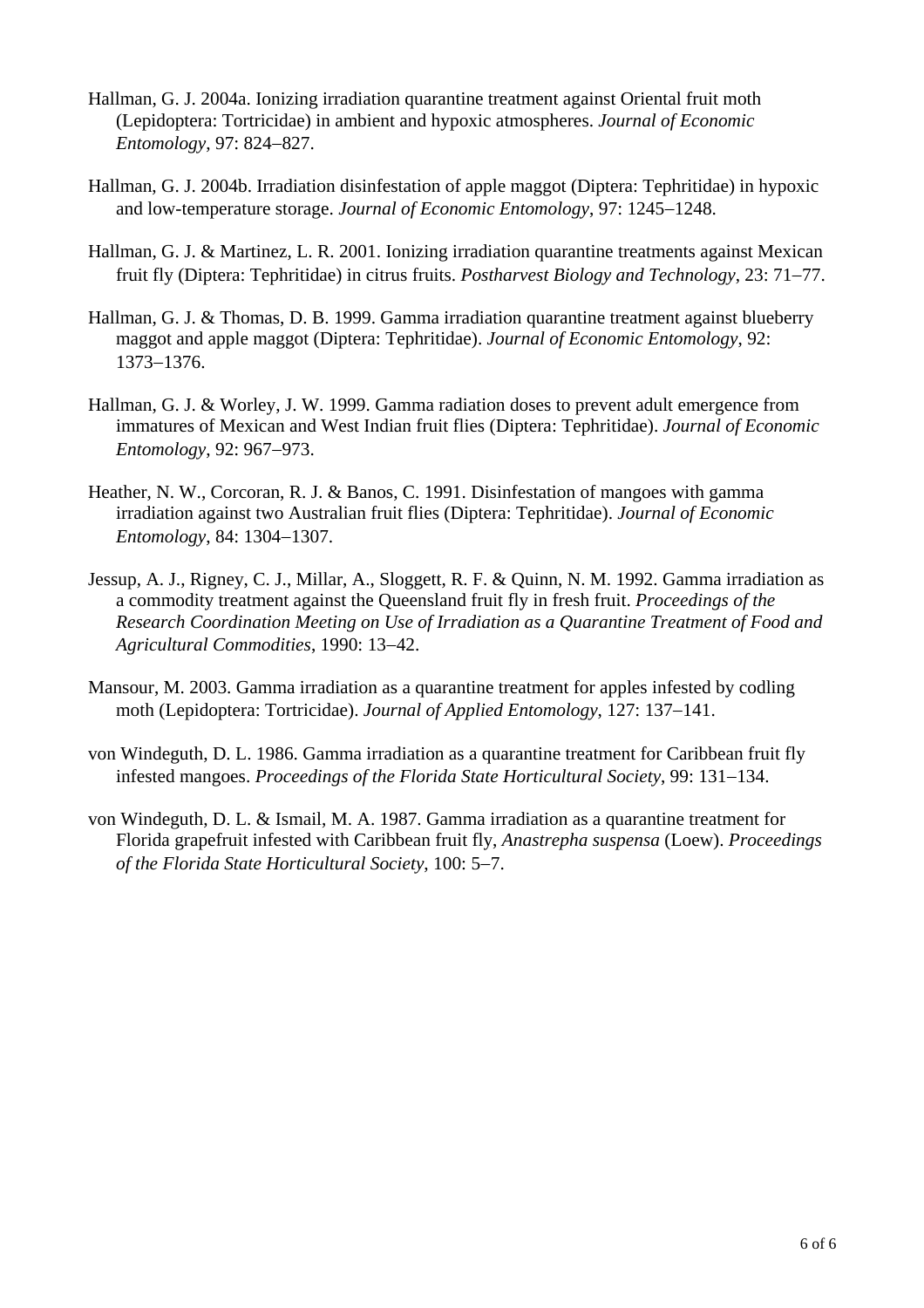Hallman, G. J. 2004a. Ionizing irradiation quarantine treatment against Oriental fruit moth (Lepidoptera: Tortricidae) in ambient and hypoxic atmospheres. *Journal of Economic Entomology*, 97: 824–827.

Hallman, G. J. 2004b. Irradiation disinfestation of apple maggot (Diptera: Tephritidae) in hypoxic and low-temperature storage. *Journal of Economic Entomology*, 97: 1245–1248.

Hallman, G. J. & Martinez, L. R. 2001. Ionizing irradiation quarantine treatments against Mexican fruit fly (Diptera: Tephritidae) in citrus fruits. *Postharvest Biology and Technology*, 23: 71–77.

Hallman, G. J. & Thomas, D. B. 1999. Gamma irradiation quarantine treatment against blueberry maggot and apple maggot (Diptera: Tephritidae). *Journal of Economic Entomology*, 92: 1373–1376.

Hallman, G. J. & Worley, J. W. 1999. Gamma radiation doses to prevent adult emergence from immatures of Mexican and West Indian fruit flies (Diptera: Tephritidae). *Journal of Economic Entomology*, 92: 967–973.

Heather, N. W., Corcoran, R. J. & Banos, C. 1991. Disinfestation of mangoes with gamma irradiation against two Australian fruit flies (Diptera: Tephritidae). *Journal of Economic Entomology*, 84: 1304–1307.

Jessup, A. J., Rigney, C. J., Millar, A., Sloggett, R. F. & Quinn, N. M. 1992. Gamma irradiation as a commodity treatment against the Queensland fruit fly in fresh fruit. *Proceedings of the Research Coordination Meeting on Use of Irradiation as a Quarantine Treatment of Food and Agricultural Commodities*, 1990: 13–42.

Mansour, M. 2003. Gamma irradiation as a quarantine treatment for apples infested by codling moth (Lepidoptera: Tortricidae). *Journal of Applied Entomology*, 127: 137–141.

von Windeguth, D. L. 1986. Gamma irradiation as a quarantine treatment for Caribbean fruit fly infested mangoes. *Proceedings of the Florida State Horticultural Society*, 99: 131–134.

von Windeguth, D. L. & Ismail, M. A. 1987. Gamma irradiation as a quarantine treatment for Florida grapefruit infested with Caribbean fruit fly, *Anastrepha suspensa* (Loew). *Proceedings of the Florida State Horticultural Society*, 100: 5–7.